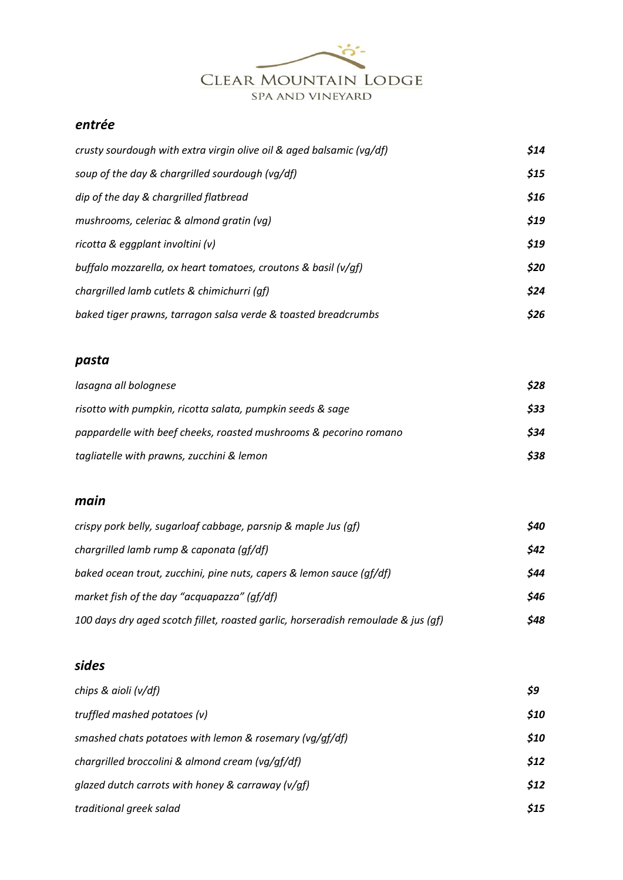# Clear Mountain Lodge

Spa and Vineyard

## *entrée*

| | |
|---|---|
| *crusty sourdough with extra virgin olive oil & aged balsamic (vg/df)* | ***$14*** |
| *soup of the day & chargrilled sourdough (vg/df)* | ***$15*** |
| *dip of the day & chargrilled flatbread* | ***$16*** |
| *mushrooms, celeriac & almond gratin (vg)* | ***$19*** |
| *ricotta & eggplant involtini (v)* | ***$19*** |
| *buffalo mozzarella, ox heart tomatoes, croutons & basil (v/gf)* | ***$20*** |
| *chargrilled lamb cutlets & chimichurri (gf)* | ***$24*** |
| *baked tiger prawns, tarragon salsa verde & toasted breadcrumbs* | ***$26*** |

## *pasta*

| | |
|---|---|
| *lasagna all bolognese* | ***$28*** |
| *risotto with pumpkin, ricotta salata, pumpkin seeds & sage* | ***$33*** |
| *pappardelle with beef cheeks, roasted mushrooms & pecorino romano* | ***$34*** |
| *tagliatelle with prawns, zucchini & lemon* | ***$38*** |

## *main*

| | |
|---|---|
| *crispy pork belly, sugarloaf cabbage, parsnip & maple Jus (gf)* | ***$40*** |
| *chargrilled lamb rump & caponata (gf/df)* | ***$42*** |
| *baked ocean trout, zucchini, pine nuts, capers & lemon sauce (gf/df)* | ***$44*** |
| *market fish of the day "acquapazza" (gf/df)* | ***$46*** |
| *100 days dry aged scotch fillet, roasted garlic, horseradish remoulade & jus (gf)* | ***$48*** |

## *sides*

| | |
|---|---|
| *chips & aioli (v/df)* | ***$9*** |
| *truffled mashed potatoes (v)* | ***$10*** |
| *smashed chats potatoes with lemon & rosemary (vg/gf/df)* | ***$10*** |
| *chargrilled broccolini & almond cream (vg/gf/df)* | ***$12*** |
| *glazed dutch carrots with honey & carraway (v/gf)* | ***$12*** |
| *traditional greek salad* | ***$15*** |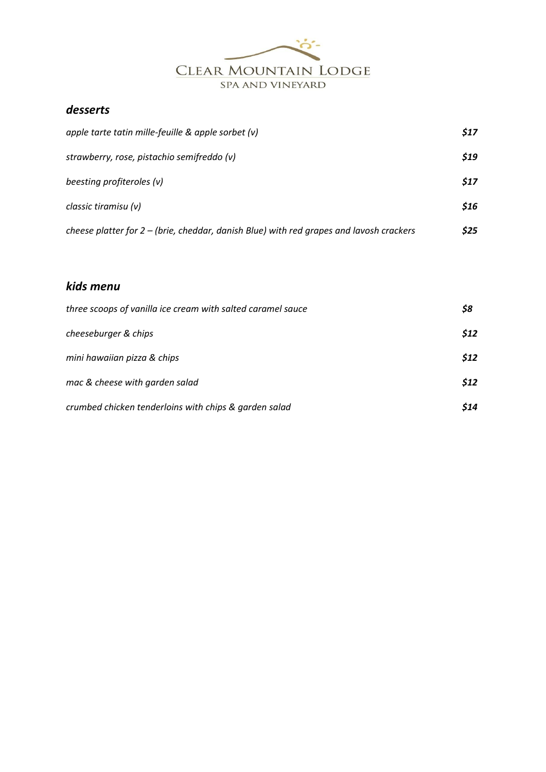# Clear Mountain Lodge

SPA AND VINEYARD

## *desserts*

| | |
|---|---|
| *apple tarte tatin mille-feuille & apple sorbet (v)* | ***$17*** |
| *strawberry, rose, pistachio semifreddo (v)* | ***$19*** |
| *beesting profiteroles (v)* | ***$17*** |
| *classic tiramisu (v)* | ***$16*** |
| *cheese platter for 2 – (brie, cheddar, danish Blue) with red grapes and lavosh crackers* | ***$25*** |

## *kids menu*

| | |
|---|---|
| *three scoops of vanilla ice cream with salted caramel sauce* | ***$8*** |
| *cheeseburger & chips* | ***$12*** |
| *mini hawaiian pizza & chips* | ***$12*** |
| *mac & cheese with garden salad* | ***$12*** |
| *crumbed chicken tenderloins with chips & garden salad* | ***$14*** |